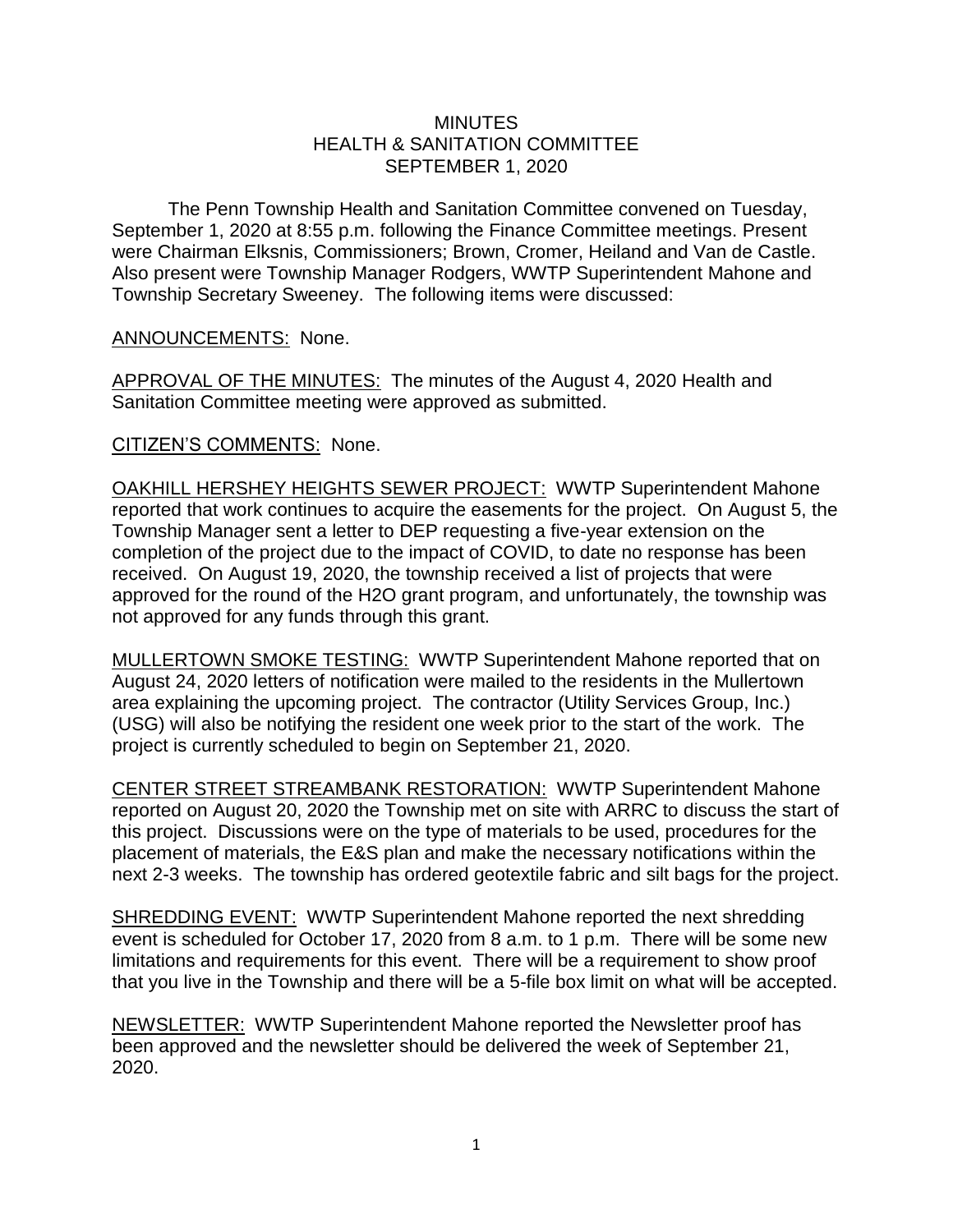MINUTES
HEALTH & SANITATION COMMITTEE
SEPTEMBER 1, 2020

The Penn Township Health and Sanitation Committee convened on Tuesday, September 1, 2020 at 8:55 p.m. following the Finance Committee meetings. Present were Chairman Elksnis, Commissioners; Brown, Cromer, Heiland and Van de Castle. Also present were Township Manager Rodgers, WWTP Superintendent Mahone and Township Secretary Sweeney. The following items were discussed:

<u>ANNOUNCEMENTS:</u> None.

<u>APPROVAL OF THE MINUTES:</u> The minutes of the August 4, 2020 Health and Sanitation Committee meeting were approved as submitted.

<u>CITIZEN'S COMMENTS</u>: None.

<u>OAKHILL HERSHEY HEIGHTS SEWER PROJECT:</u> WWTP Superintendent Mahone reported that work continues to acquire the easements for the project. On August 5, the Township Manager sent a letter to DEP requesting a five-year extension on the completion of the project due to the impact of COVID, to date no response has been received. On August 19, 2020, the township received a list of projects that were approved for the round of the H2O grant program, and unfortunately, the township was not approved for any funds through this grant.

<u>MULLERTOWN SMOKE TESTING:</u> WWTP Superintendent Mahone reported that on August 24, 2020 letters of notification were mailed to the residents in the Mullertown area explaining the upcoming project. The contractor (Utility Services Group, Inc.) (USG) will also be notifying the resident one week prior to the start of the work. The project is currently scheduled to begin on September 21, 2020.

<u>CENTER STREET STREAMBANK RESTORATION:</u> WWTP Superintendent Mahone reported on August 20, 2020 the Township met on site with ARRC to discuss the start of this project. Discussions were on the type of materials to be used, procedures for the placement of materials, the E&S plan and make the necessary notifications within the next 2-3 weeks. The township has ordered geotextile fabric and silt bags for the project.

<u>SHREDDING EVENT:</u> WWTP Superintendent Mahone reported the next shredding event is scheduled for October 17, 2020 from 8 a.m. to 1 p.m. There will be some new limitations and requirements for this event. There will be a requirement to show proof that you live in the Township and there will be a 5-file box limit on what will be accepted.

<u>NEWSLETTER:</u> WWTP Superintendent Mahone reported the Newsletter proof has been approved and the newsletter should be delivered the week of September 21, 2020.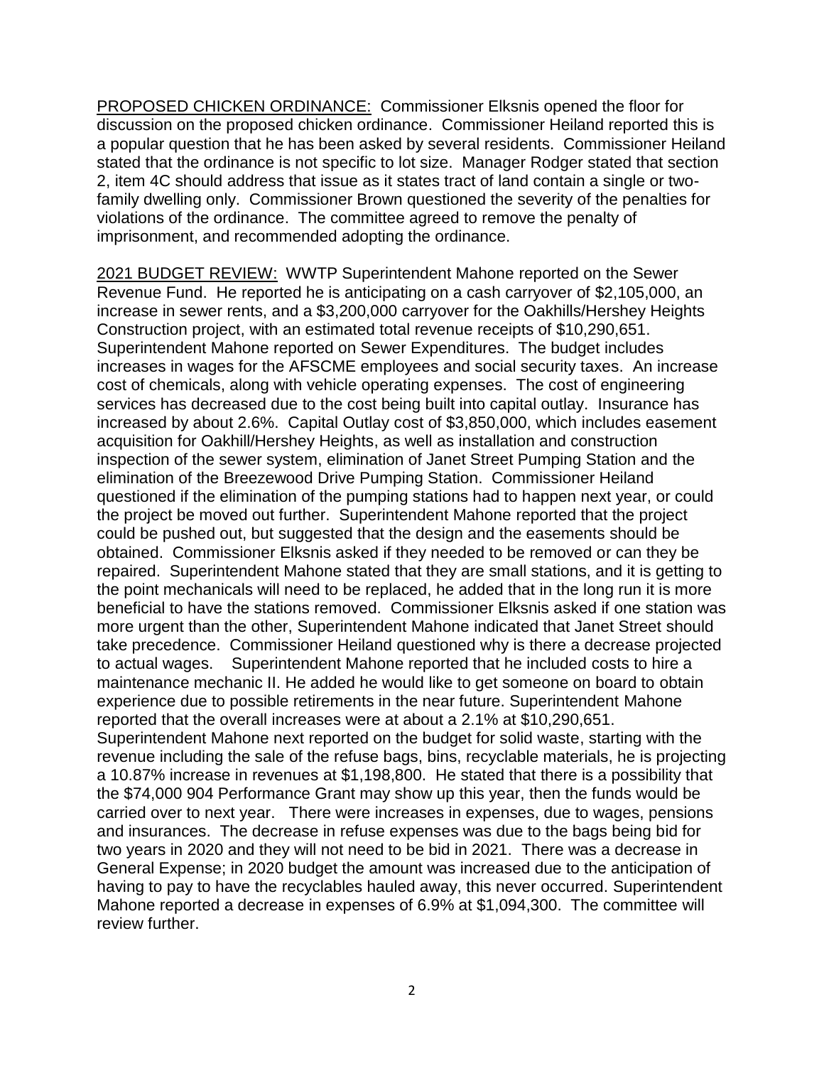<u>PROPOSED CHICKEN ORDINANCE:</u> Commissioner Elksnis opened the floor for discussion on the proposed chicken ordinance. Commissioner Heiland reported this is a popular question that he has been asked by several residents. Commissioner Heiland stated that the ordinance is not specific to lot size. Manager Rodger stated that section 2, item 4C should address that issue as it states tract of land contain a single or two-family dwelling only. Commissioner Brown questioned the severity of the penalties for violations of the ordinance. The committee agreed to remove the penalty of imprisonment, and recommended adopting the ordinance.

<u>2021 BUDGET REVIEW:</u> WWTP Superintendent Mahone reported on the Sewer Revenue Fund. He reported he is anticipating on a cash carryover of $2,105,000, an increase in sewer rents, and a $3,200,000 carryover for the Oakhills/Hershey Heights Construction project, with an estimated total revenue receipts of $10,290,651. Superintendent Mahone reported on Sewer Expenditures. The budget includes increases in wages for the AFSCME employees and social security taxes. An increase cost of chemicals, along with vehicle operating expenses. The cost of engineering services has decreased due to the cost being built into capital outlay. Insurance has increased by about 2.6%. Capital Outlay cost of $3,850,000, which includes easement acquisition for Oakhill/Hershey Heights, as well as installation and construction inspection of the sewer system, elimination of Janet Street Pumping Station and the elimination of the Breezewood Drive Pumping Station. Commissioner Heiland questioned if the elimination of the pumping stations had to happen next year, or could the project be moved out further. Superintendent Mahone reported that the project could be pushed out, but suggested that the design and the easements should be obtained. Commissioner Elksnis asked if they needed to be removed or can they be repaired. Superintendent Mahone stated that they are small stations, and it is getting to the point mechanicals will need to be replaced, he added that in the long run it is more beneficial to have the stations removed. Commissioner Elksnis asked if one station was more urgent than the other, Superintendent Mahone indicated that Janet Street should take precedence. Commissioner Heiland questioned why is there a decrease projected to actual wages. Superintendent Mahone reported that he included costs to hire a maintenance mechanic II. He added he would like to get someone on board to obtain experience due to possible retirements in the near future. Superintendent Mahone reported that the overall increases were at about a 2.1% at $10,290,651. Superintendent Mahone next reported on the budget for solid waste, starting with the revenue including the sale of the refuse bags, bins, recyclable materials, he is projecting a 10.87% increase in revenues at $1,198,800. He stated that there is a possibility that the $74,000 904 Performance Grant may show up this year, then the funds would be carried over to next year. There were increases in expenses, due to wages, pensions and insurances. The decrease in refuse expenses was due to the bags being bid for two years in 2020 and they will not need to be bid in 2021. There was a decrease in General Expense; in 2020 budget the amount was increased due to the anticipation of having to pay to have the recyclables hauled away, this never occurred. Superintendent Mahone reported a decrease in expenses of 6.9% at $1,094,300. The committee will review further.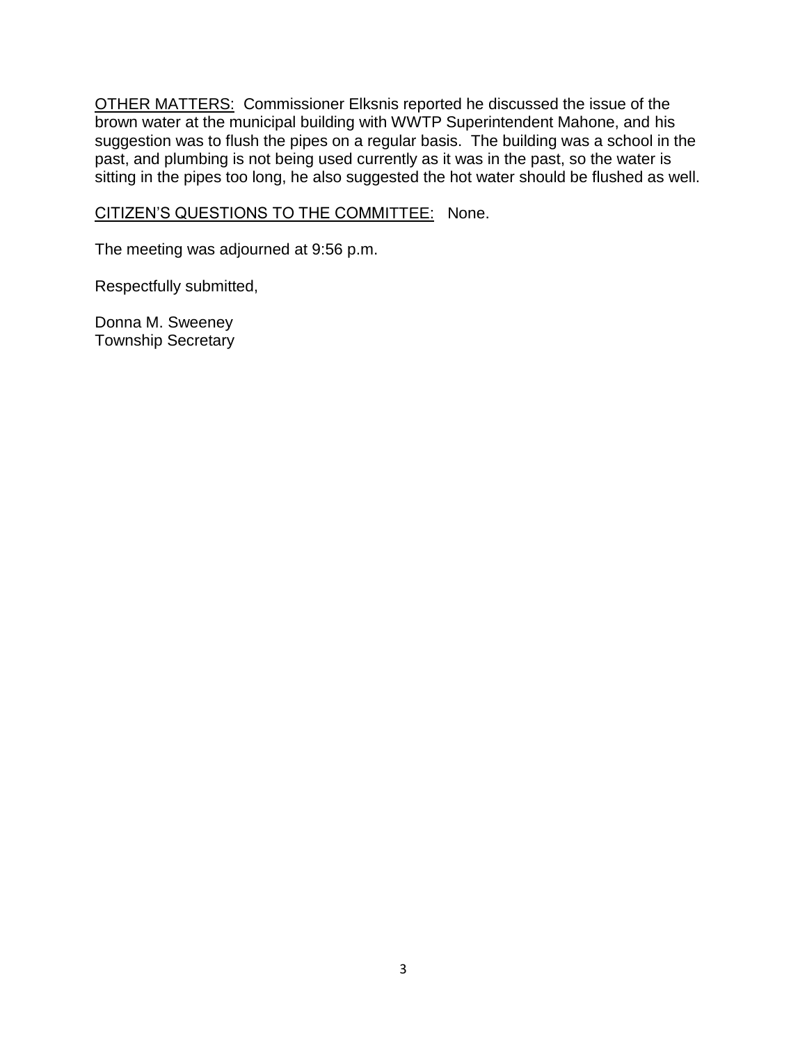<u>OTHER MATTERS:</u> Commissioner Elksnis reported he discussed the issue of the brown water at the municipal building with WWTP Superintendent Mahone, and his suggestion was to flush the pipes on a regular basis. The building was a school in the past, and plumbing is not being used currently as it was in the past, so the water is sitting in the pipes too long, he also suggested the hot water should be flushed as well.

<u>CITIZEN'S QUESTIONS TO THE COMMITTEE:</u> None.

The meeting was adjourned at 9:56 p.m.

Respectfully submitted,

Donna M. Sweeney
Township Secretary